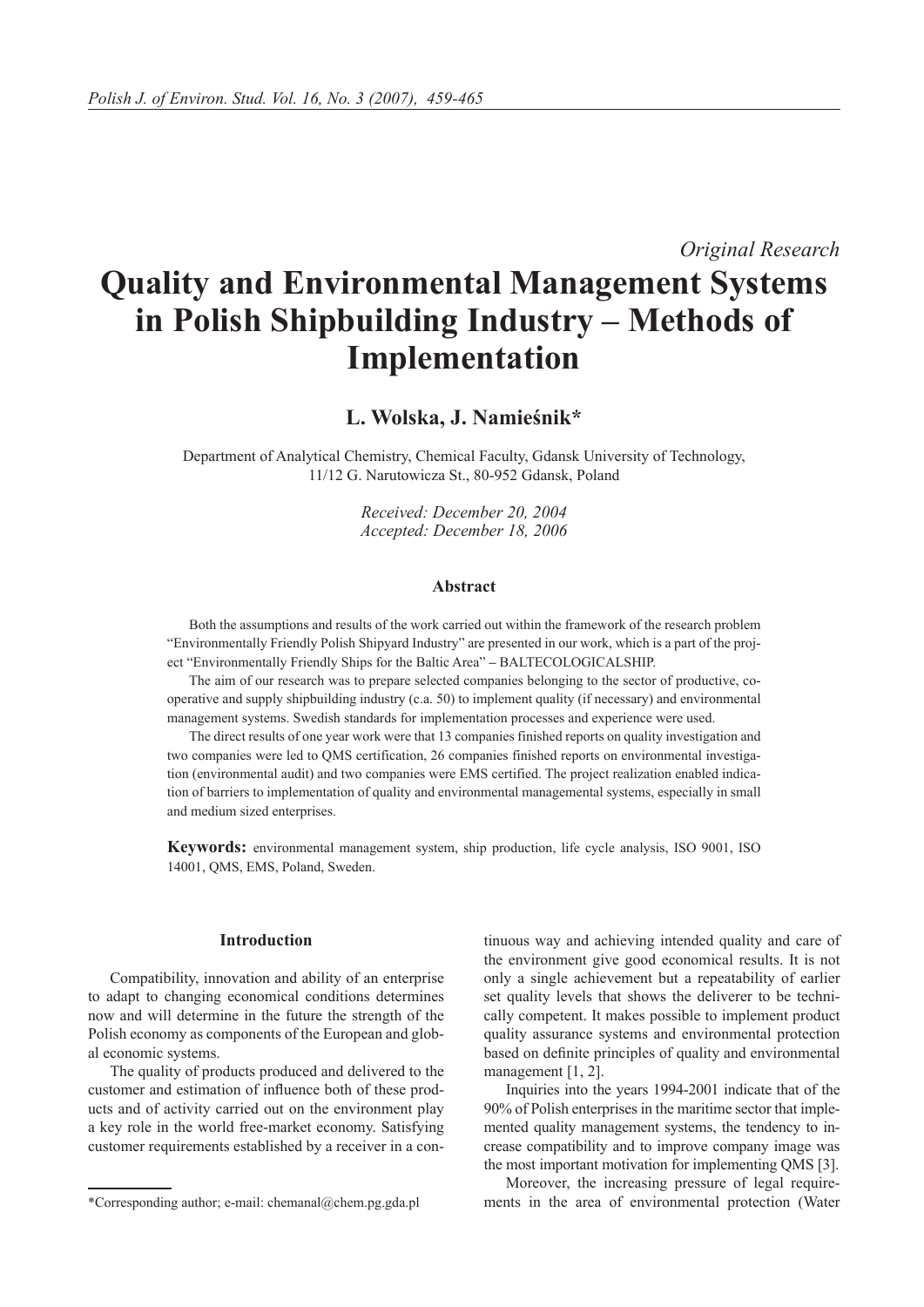*Original Research*

# Quality and Environmental Management Systems in Polish Shipbuilding Industry – Methods of Implementation

## L. Wolska, J. Namieśnik*

Department of Analytical Chemistry, Chemical Faculty, Gdansk University of Technology, 11/12 G. Narutowicza St., 80-952 Gdansk, Poland

*Received: December 20, 2004*
*Accepted: December 18, 2006*

### Abstract

Both the assumptions and results of the work carried out within the framework of the research problem "Environmentally Friendly Polish Shipyard Industry" are presented in our work, which is a part of the project "Environmentally Friendly Ships for the Baltic Area" – BALTECOLOGICALSHIP.

The aim of our research was to prepare selected companies belonging to the sector of productive, cooperative and supply shipbuilding industry (c.a. 50) to implement quality (if necessary) and environmental management systems. Swedish standards for implementation processes and experience were used.

The direct results of one year work were that 13 companies finished reports on quality investigation and two companies were led to QMS certification, 26 companies finished reports on environmental investigation (environmental audit) and two companies were EMS certified. The project realization enabled indication of barriers to implementation of quality and environmental managemental systems, especially in small and medium sized enterprises.

**Keywords:** environmental management system, ship production, life cycle analysis, ISO 9001, ISO 14001, QMS, EMS, Poland, Sweden.

## Introduction

Compatibility, innovation and ability of an enterprise to adapt to changing economical conditions determines now and will determine in the future the strength of the Polish economy as components of the European and global economic systems.

The quality of products produced and delivered to the customer and estimation of influence both of these products and of activity carried out on the environment play a key role in the world free-market economy. Satisfying customer requirements established by a receiver in a continuous way and achieving intended quality and care of the environment give good economical results. It is not only a single achievement but a repeatability of earlier set quality levels that shows the deliverer to be technically competent. It makes possible to implement product quality assurance systems and environmental protection based on definite principles of quality and environmental management [1, 2].

Inquiries into the years 1994-2001 indicate that of the 90% of Polish enterprises in the maritime sector that implemented quality management systems, the tendency to increase compatibility and to improve company image was the most important motivation for implementing QMS [3].

Moreover, the increasing pressure of legal requirements in the area of environmental protection (Water

*Corresponding author; e-mail: chemanal@chem.pg.gda.pl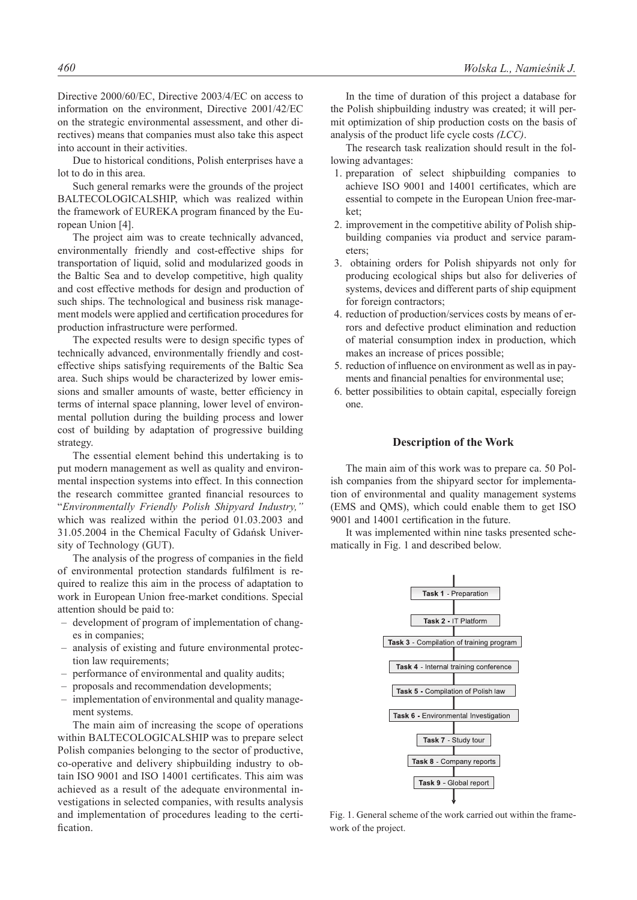Directive 2000/60/EC, Directive 2003/4/EC on access to information on the environment, Directive 2001/42/EC on the strategic environmental assessment, and other directives) means that companies must also take this aspect into account in their activities.

Due to historical conditions, Polish enterprises have a lot to do in this area.

Such general remarks were the grounds of the project BALTECOLOGICALSHIP, which was realized within the framework of EUREKA program financed by the European Union [4].

The project aim was to create technically advanced, environmentally friendly and cost-effective ships for transportation of liquid, solid and modularized goods in the Baltic Sea and to develop competitive, high quality and cost effective methods for design and production of such ships. The technological and business risk management models were applied and certification procedures for production infrastructure were performed.

The expected results were to design specific types of technically advanced, environmentally friendly and cost-effective ships satisfying requirements of the Baltic Sea area. Such ships would be characterized by lower emissions and smaller amounts of waste, better efficiency in terms of internal space planning, lower level of environmental pollution during the building process and lower cost of building by adaptation of progressive building strategy.

The essential element behind this undertaking is to put modern management as well as quality and environmental inspection systems into effect. In this connection the research committee granted financial resources to "*Environmentally Friendly Polish Shipyard Industry,"* which was realized within the period 01.03.2003 and 31.05.2004 in the Chemical Faculty of Gdańsk University of Technology (GUT).

The analysis of the progress of companies in the field of environmental protection standards fulfilment is required to realize this aim in the process of adaptation to work in European Union free-market conditions. Special attention should be paid to:

- development of program of implementation of changes in companies;
- analysis of existing and future environmental protection law requirements;
- performance of environmental and quality audits;
- proposals and recommendation developments;
- implementation of environmental and quality management systems.

The main aim of increasing the scope of operations within BALTECOLOGICALSHIP was to prepare select Polish companies belonging to the sector of productive, co-operative and delivery shipbuilding industry to obtain ISO 9001 and ISO 14001 certificates. This aim was achieved as a result of the adequate environmental investigations in selected companies, with results analysis and implementation of procedures leading to the certification.

In the time of duration of this project a database for the Polish shipbuilding industry was created; it will permit optimization of ship production costs on the basis of analysis of the product life cycle costs *(LCC)*.

The research task realization should result in the following advantages:

1. preparation of select shipbuilding companies to achieve ISO 9001 and 14001 certificates, which are essential to compete in the European Union free-market;
2. improvement in the competitive ability of Polish shipbuilding companies via product and service parameters;
3. obtaining orders for Polish shipyards not only for producing ecological ships but also for deliveries of systems, devices and different parts of ship equipment for foreign contractors;
4. reduction of production/services costs by means of errors and defective product elimination and reduction of material consumption index in production, which makes an increase of prices possible;
5. reduction of influence on environment as well as in payments and financial penalties for environmental use;
6. better possibilities to obtain capital, especially foreign one.

## Description of the Work

The main aim of this work was to prepare ca. 50 Polish companies from the shipyard sector for implementation of environmental and quality management systems (EMS and QMS), which could enable them to get ISO 9001 and 14001 certification in the future.

It was implemented within nine tasks presented schematically in Fig. 1 and described below.

**Task 1** - Preparation

**Task 2** - IT Platform

**Task 3** - Compilation of training program

**Task 4** - Internal training conference

**Task 5** - Compilation of Polish law

**Task 6** - Environmental Investigation

**Task 7** - Study tour

**Task 8** - Company reports

**Task 9** - Global report

Fig. 1. General scheme of the work carried out within the framework of the project.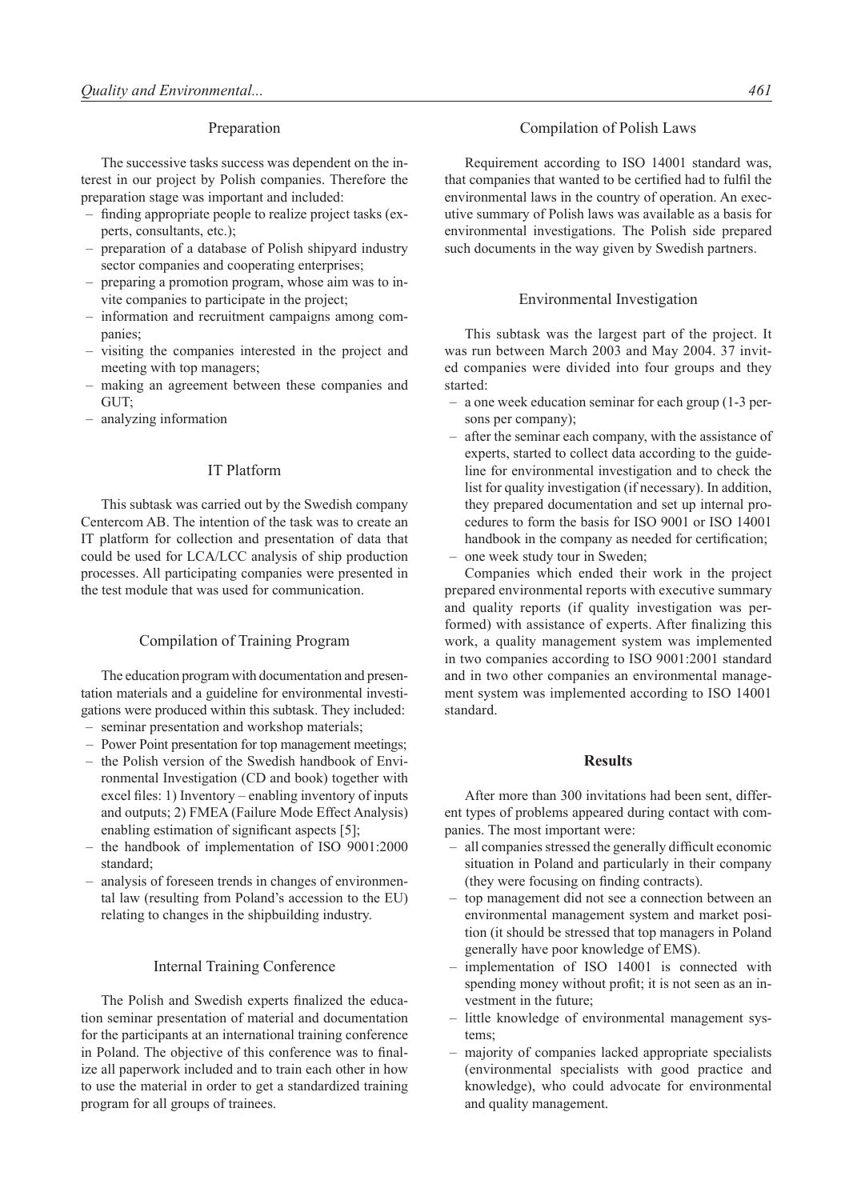### Preparation

The successive tasks success was dependent on the interest in our project by Polish companies. Therefore the preparation stage was important and included:

- finding appropriate people to realize project tasks (experts, consultants, etc.);
- preparation of a database of Polish shipyard industry sector companies and cooperating enterprises;
- preparing a promotion program, whose aim was to invite companies to participate in the project;
- information and recruitment campaigns among companies;
- visiting the companies interested in the project and meeting with top managers;
- making an agreement between these companies and GUT;
- analyzing information

### IT Platform

This subtask was carried out by the Swedish company Centercom AB. The intention of the task was to create an IT platform for collection and presentation of data that could be used for LCA/LCC analysis of ship production processes. All participating companies were presented in the test module that was used for communication.

### Compilation of Training Program

The education program with documentation and presentation materials and a guideline for environmental investigations were produced within this subtask. They included:

- seminar presentation and workshop materials;
- Power Point presentation for top management meetings;
- the Polish version of the Swedish handbook of Environmental Investigation (CD and book) together with excel files: 1) Inventory – enabling inventory of inputs and outputs; 2) FMEA (Failure Mode Effect Analysis) enabling estimation of significant aspects [5];
- the handbook of implementation of ISO 9001:2000 standard;
- analysis of foreseen trends in changes of environmental law (resulting from Poland's accession to the EU) relating to changes in the shipbuilding industry.

### Internal Training Conference

The Polish and Swedish experts finalized the education seminar presentation of material and documentation for the participants at an international training conference in Poland. The objective of this conference was to finalize all paperwork included and to train each other in how to use the material in order to get a standardized training program for all groups of trainees.

### Compilation of Polish Laws

Requirement according to ISO 14001 standard was, that companies that wanted to be certified had to fulfil the environmental laws in the country of operation. An executive summary of Polish laws was available as a basis for environmental investigations. The Polish side prepared such documents in the way given by Swedish partners.

### Environmental Investigation

This subtask was the largest part of the project. It was run between March 2003 and May 2004. 37 invited companies were divided into four groups and they started:

- a one week education seminar for each group (1-3 persons per company);
- after the seminar each company, with the assistance of experts, started to collect data according to the guideline for environmental investigation and to check the list for quality investigation (if necessary). In addition, they prepared documentation and set up internal procedures to form the basis for ISO 9001 or ISO 14001 handbook in the company as needed for certification;
- one week study tour in Sweden;

Companies which ended their work in the project prepared environmental reports with executive summary and quality reports (if quality investigation was performed) with assistance of experts. After finalizing this work, a quality management system was implemented in two companies according to ISO 9001:2001 standard and in two other companies an environmental management system was implemented according to ISO 14001 standard.

## Results

After more than 300 invitations had been sent, different types of problems appeared during contact with companies. The most important were:

- all companies stressed the generally difficult economic situation in Poland and particularly in their company (they were focusing on finding contracts).
- top management did not see a connection between an environmental management system and market position (it should be stressed that top managers in Poland generally have poor knowledge of EMS).
- implementation of ISO 14001 is connected with spending money without profit; it is not seen as an investment in the future;
- little knowledge of environmental management systems;
- majority of companies lacked appropriate specialists (environmental specialists with good practice and knowledge), who could advocate for environmental and quality management.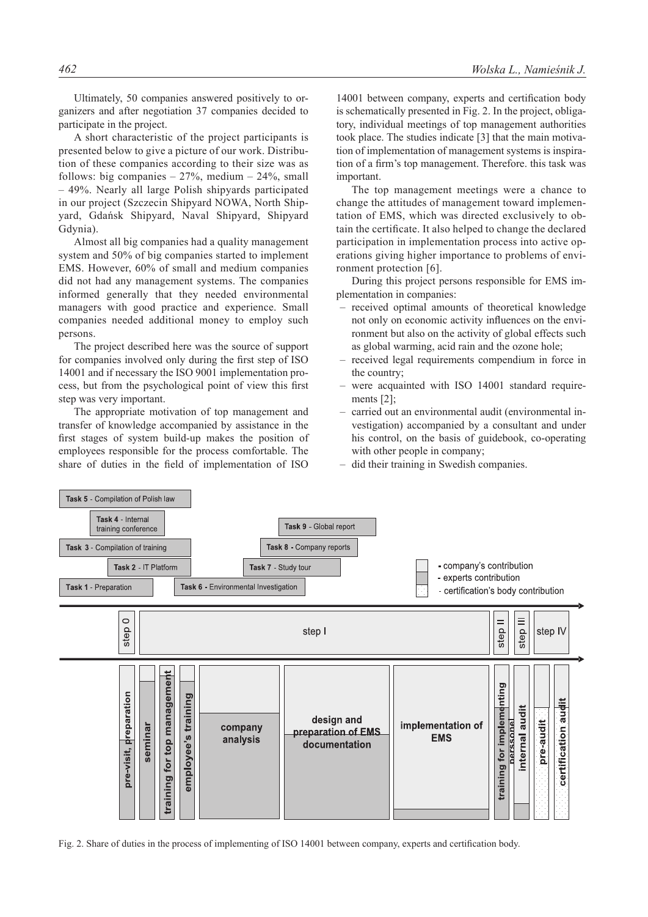Ultimately, 50 companies answered positively to organizers and after negotiation 37 companies decided to participate in the project.

A short characteristic of the project participants is presented below to give a picture of our work. Distribution of these companies according to their size was as follows: big companies – 27%, medium – 24%, small – 49%. Nearly all large Polish shipyards participated in our project (Szczecin Shipyard NOWA, North Shipyard, Gdańsk Shipyard, Naval Shipyard, Shipyard Gdynia).

Almost all big companies had a quality management system and 50% of big companies started to implement EMS. However, 60% of small and medium companies did not had any management systems. The companies informed generally that they needed environmental managers with good practice and experience. Small companies needed additional money to employ such persons.

The project described here was the source of support for companies involved only during the first step of ISO 14001 and if necessary the ISO 9001 implementation process, but from the psychological point of view this first step was very important.

The appropriate motivation of top management and transfer of knowledge accompanied by assistance in the first stages of system build-up makes the position of employees responsible for the process comfortable. The share of duties in the field of implementation of ISO 14001 between company, experts and certification body is schematically presented in Fig. 2. In the project, obligatory, individual meetings of top management authorities took place. The studies indicate [3] that the main motivation of implementation of management systems is inspiration of a firm's top management. Therefore. this task was important.

The top management meetings were a chance to change the attitudes of management toward implementation of EMS, which was directed exclusively to obtain the certificate. It also helped to change the declared participation in implementation process into active operations giving higher importance to problems of environment protection [6].

During this project persons responsible for EMS implementation in companies:

- received optimal amounts of theoretical knowledge not only on economic activity influences on the environment but also on the activity of global effects such as global warming, acid rain and the ozone hole;
- received legal requirements compendium in force in the country;
- were acquainted with ISO 14001 standard requirements [2];
- carried out an environmental audit (environmental investigation) accompanied by a consultant and under his control, on the basis of guidebook, co-operating with other people in company;
- did their training in Swedish companies.

Task 5 - Compilation of Polish law
Task 4 - Internal training conference
Task 3 - Compilation of training
Task 2 - IT Platform
Task 1 - Preparation
Task 6 - Environmental Investigation
Task 7 - Study tour
Task 8 - Company reports
Task 9 - Global report

- company's contribution
- experts contribution
- certification's body contribution

step 0 | step I | step II | step III | step IV

pre-visit, preparation | seminar | training for top management | employee's training | company analysis | design and preparation of EMS documentation | implementation of EMS | training for implementing personnel | internal audit | pre-audit | certification audit

Fig. 2. Share of duties in the process of implementing of ISO 14001 between company, experts and certification body.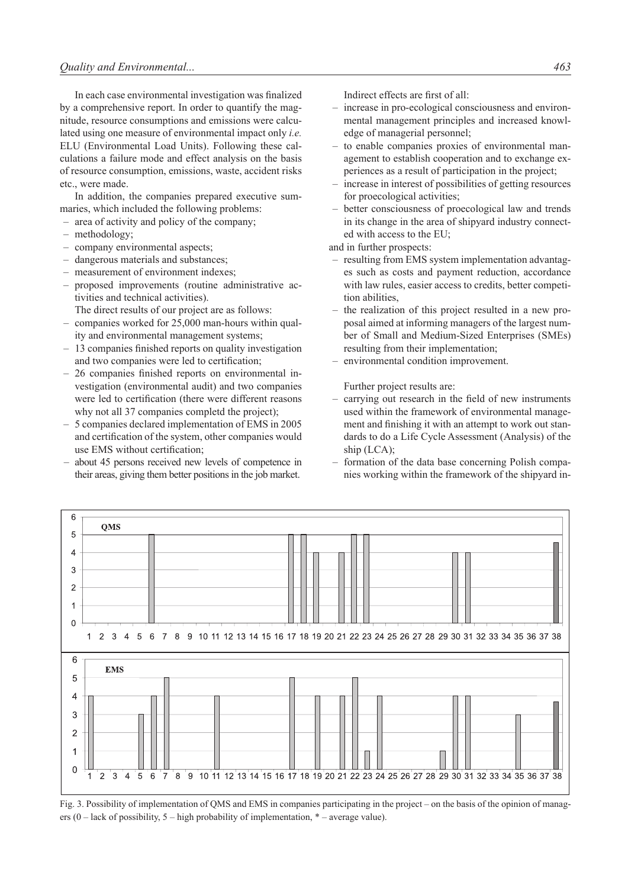In each case environmental investigation was finalized by a comprehensive report. In order to quantify the magnitude, resource consumptions and emissions were calculated using one measure of environmental impact only *i.e.* ELU (Environmental Load Units). Following these calculations a failure mode and effect analysis on the basis of resource consumption, emissions, waste, accident risks etc., were made.

In addition, the companies prepared executive summaries, which included the following problems:

- area of activity and policy of the company;
- methodology;
- company environmental aspects;
- dangerous materials and substances;
- measurement of environment indexes;
- proposed improvements (routine administrative activities and technical activities).

The direct results of our project are as follows:

- companies worked for 25,000 man-hours within quality and environmental management systems;
- 13 companies finished reports on quality investigation and two companies were led to certification;
- 26 companies finished reports on environmental investigation (environmental audit) and two companies were led to certification (there were different reasons why not all 37 companies completd the project);
- 5 companies declared implementation of EMS in 2005 and certification of the system, other companies would use EMS without certification;
- about 45 persons received new levels of competence in their areas, giving them better positions in the job market.

Indirect effects are first of all:

- increase in pro-ecological consciousness and environmental management principles and increased knowledge of managerial personnel;
- to enable companies proxies of environmental management to establish cooperation and to exchange experiences as a result of participation in the project;
- increase in interest of possibilities of getting resources for proecological activities;
- better consciousness of proecological law and trends in its change in the area of shipyard industry connected with access to the EU;

and in further prospects:

- resulting from EMS system implementation advantages such as costs and payment reduction, accordance with law rules, easier access to credits, better competition abilities,
- the realization of this project resulted in a new proposal aimed at informing managers of the largest number of Small and Medium-Sized Enterprises (SMEs) resulting from their implementation;
- environmental condition improvement.

Further project results are:

- carrying out research in the field of new instruments used within the framework of environmental management and finishing it with an attempt to work out standards to do a Life Cycle Assessment (Analysis) of the ship (LCA);
- formation of the data base concerning Polish companies working within the framework of the shipyard in-

Fig. 3. Possibility of implementation of QMS and EMS in companies participating in the project – on the basis of the opinion of managers (0 – lack of possibility, 5 – high probability of implementation, * – average value).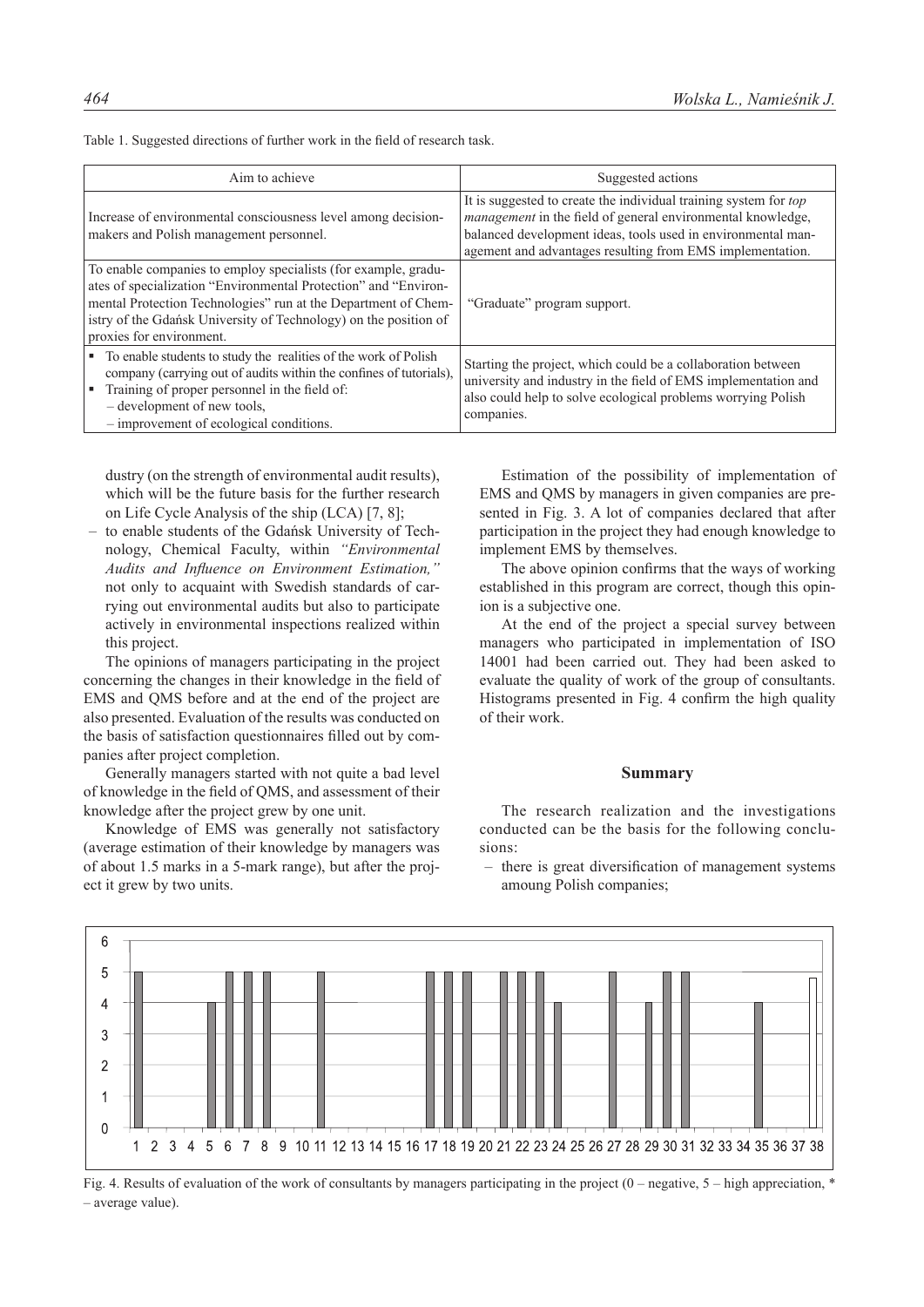Table 1. Suggested directions of further work in the field of research task.

| Aim to achieve | Suggested actions |
|---|---|
| Increase of environmental consciousness level among decision-makers and Polish management personnel. | It is suggested to create the individual training system for *top management* in the field of general environmental knowledge, balanced development ideas, tools used in environmental management and advantages resulting from EMS implementation. |
| To enable companies to employ specialists (for example, graduates of specialization "Environmental Protection" and "Environmental Protection Technologies" run at the Department of Chemistry of the Gdańsk University of Technology) on the position of proxies for environment. | "Graduate" program support. |
| ▪ To enable students to study the realities of the work of Polish company (carrying out of audits within the confines of tutorials), ▪ Training of proper personnel in the field of: – development of new tools, – improvement of ecological conditions. | Starting the project, which could be a collaboration between university and industry in the field of EMS implementation and also could help to solve ecological problems worrying Polish companies. |

dustry (on the strength of environmental audit results), which will be the future basis for the further research on Life Cycle Analysis of the ship (LCA) [7, 8];

– to enable students of the Gdańsk University of Technology, Chemical Faculty, within *"Environmental Audits and Influence on Environment Estimation,"* not only to acquaint with Swedish standards of carrying out environmental audits but also to participate actively in environmental inspections realized within this project.

The opinions of managers participating in the project concerning the changes in their knowledge in the field of EMS and QMS before and at the end of the project are also presented. Evaluation of the results was conducted on the basis of satisfaction questionnaires filled out by companies after project completion.

Generally managers started with not quite a bad level of knowledge in the field of QMS, and assessment of their knowledge after the project grew by one unit.

Knowledge of EMS was generally not satisfactory (average estimation of their knowledge by managers was of about 1.5 marks in a 5-mark range), but after the project it grew by two units.

Estimation of the possibility of implementation of EMS and QMS by managers in given companies are presented in Fig. 3. A lot of companies declared that after participation in the project they had enough knowledge to implement EMS by themselves.

The above opinion confirms that the ways of working established in this program are correct, though this opinion is a subjective one.

At the end of the project a special survey between managers who participated in implementation of ISO 14001 had been carried out. They had been asked to evaluate the quality of work of the group of consultants. Histograms presented in Fig. 4 confirm the high quality of their work.

## Summary

The research realization and the investigations conducted can be the basis for the following conclusions:

– there is great diversification of management systems amoung Polish companies;

Fig. 4. Results of evaluation of the work of consultants by managers participating in the project (0 – negative, 5 – high appreciation, * – average value).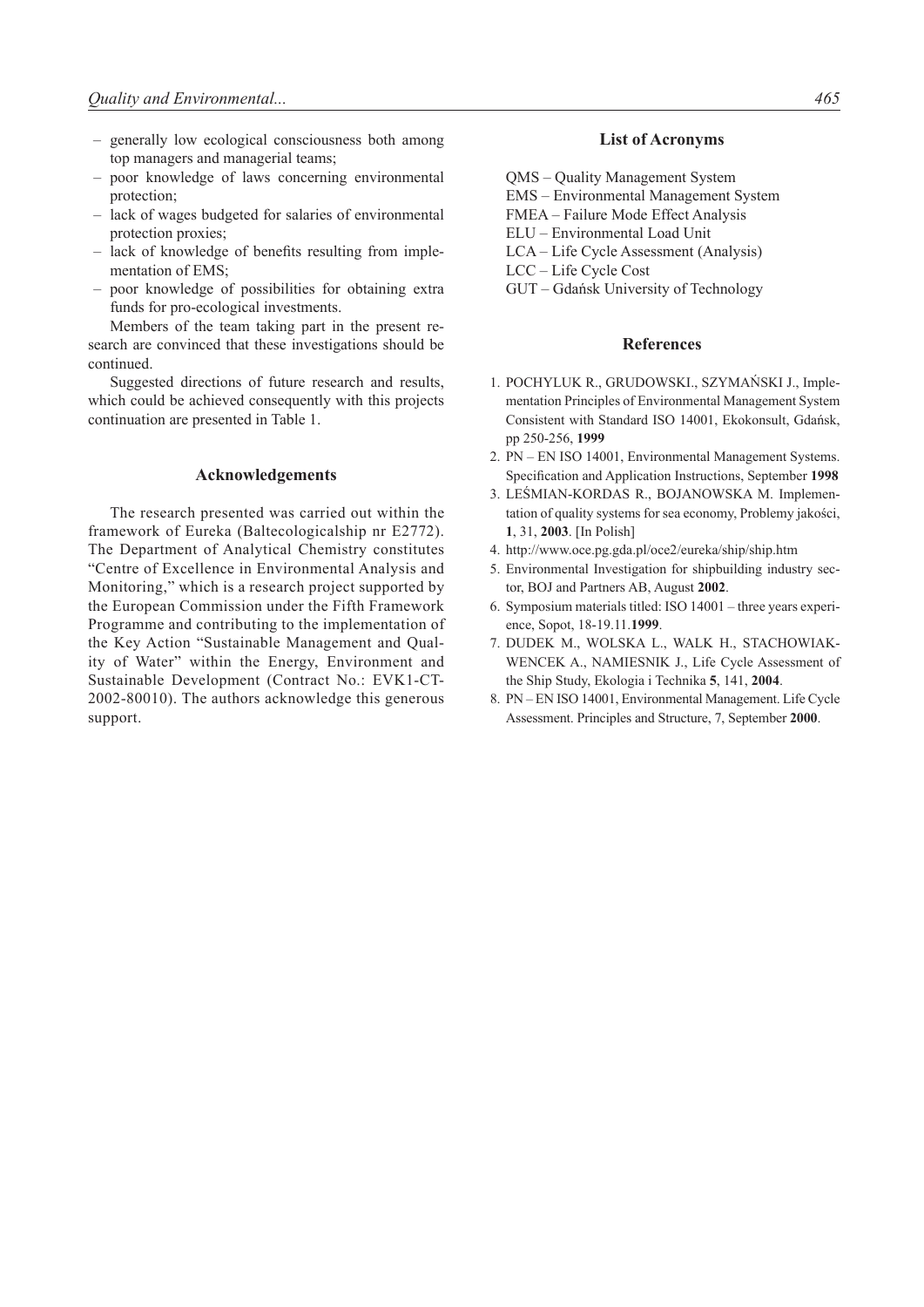- generally low ecological consciousness both among top managers and managerial teams;
- poor knowledge of laws concerning environmental protection;
- lack of wages budgeted for salaries of environmental protection proxies;
- lack of knowledge of benefits resulting from implementation of EMS;
- poor knowledge of possibilities for obtaining extra funds for pro-ecological investments.

Members of the team taking part in the present research are convinced that these investigations should be continued.

Suggested directions of future research and results, which could be achieved consequently with this projects continuation are presented in Table 1.

## Acknowledgements

The research presented was carried out within the framework of Eureka (Baltecologicalship nr E2772). The Department of Analytical Chemistry constitutes "Centre of Excellence in Environmental Analysis and Monitoring," which is a research project supported by the European Commission under the Fifth Framework Programme and contributing to the implementation of the Key Action "Sustainable Management and Quality of Water" within the Energy, Environment and Sustainable Development (Contract No.: EVK1-CT-2002-80010). The authors acknowledge this generous support.

## List of Acronyms

QMS – Quality Management System
EMS – Environmental Management System
FMEA – Failure Mode Effect Analysis
ELU – Environmental Load Unit
LCA – Life Cycle Assessment (Analysis)
LCC – Life Cycle Cost
GUT – Gdańsk University of Technology

## References

1. POCHYLUK R., GRUDOWSKI., SZYMAŃSKI J., Implementation Principles of Environmental Management System Consistent with Standard ISO 14001, Ekokonsult, Gdańsk, pp 250-256, **1999**
2. PN – EN ISO 14001, Environmental Management Systems. Specification and Application Instructions, September **1998**
3. LEŚMIAN-KORDAS R., BOJANOWSKA M. Implementation of quality systems for sea economy, Problemy jakości, **1**, 31, **2003**. [In Polish]
4. http://www.oce.pg.gda.pl/oce2/eureka/ship/ship.htm
5. Environmental Investigation for shipbuilding industry sector, BOJ and Partners AB, August **2002**.
6. Symposium materials titled: ISO 14001 – three years experience, Sopot, 18-19.11.**1999**.
7. DUDEK M., WOLSKA L., WALK H., STACHOWIAK-WENCEK A., NAMIESNIK J., Life Cycle Assessment of the Ship Study, Ekologia i Technika **5**, 141, **2004**.
8. PN – EN ISO 14001, Environmental Management. Life Cycle Assessment. Principles and Structure, 7, September **2000**.